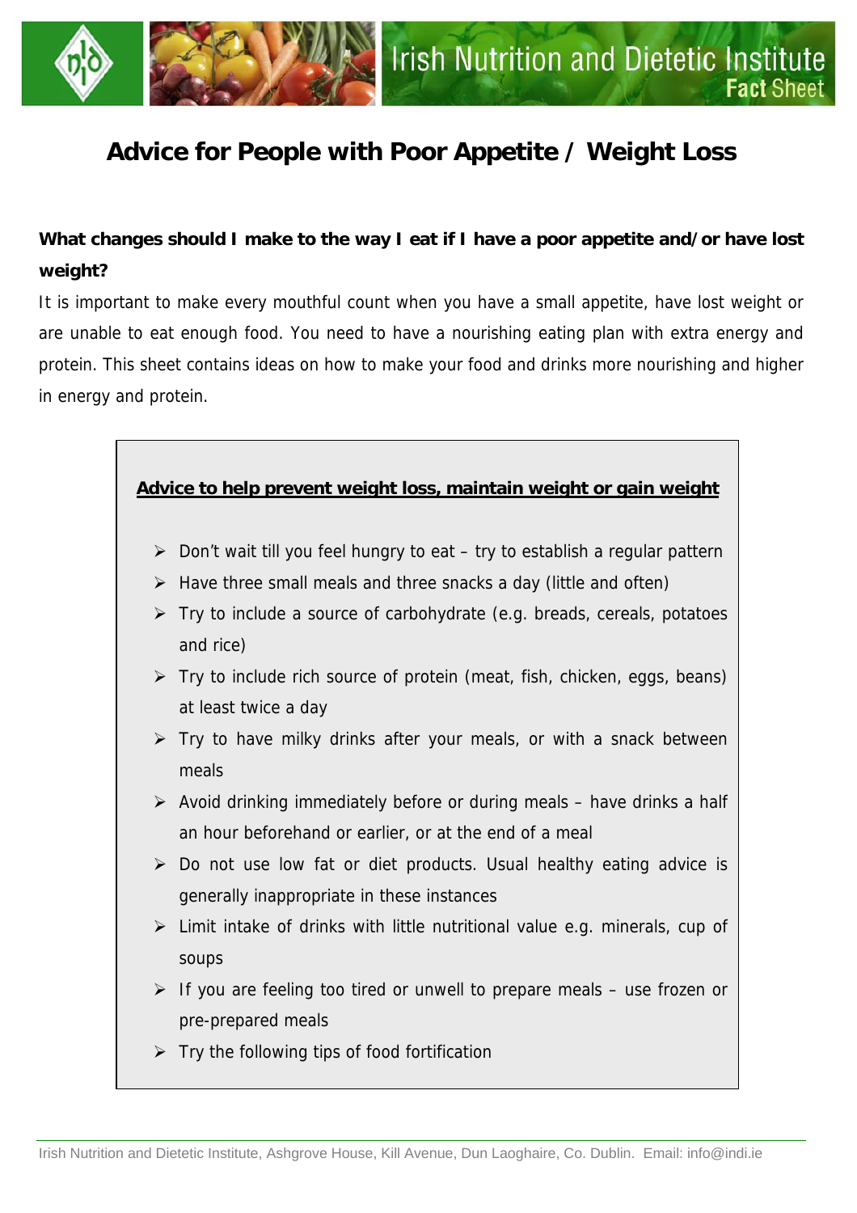Irish Nutrition and Dietetic Institute **Fact** Sheet

# Advice for People with Poor Appetite / Weight Loss

**What changes should I make to the way I eat if I have a poor appetite and/or have lost weight?**

It is important to make every mouthful count when you have a small appetite, have lost weight or are unable to eat enough food. You need to have a nourishing eating plan with extra energy and protein. This sheet contains ideas on how to make your food and drinks more nourishing and higher in energy and protein.

**Advice to help prevent weight loss, maintain weight or gain weight**

- Don't wait till you feel hungry to eat – try to establish a regular pattern
- Have three small meals and three snacks a day (little and often)
- Try to include a source of carbohydrate (e.g. breads, cereals, potatoes and rice)
- Try to include rich source of protein (meat, fish, chicken, eggs, beans) at least twice a day
- Try to have milky drinks after your meals, or with a snack between meals
- Avoid drinking immediately before or during meals – have drinks a half an hour beforehand or earlier, or at the end of a meal
- Do not use low fat or diet products. Usual healthy eating advice is generally inappropriate in these instances
- Limit intake of drinks with little nutritional value e.g. minerals, cup of soups
- If you are feeling too tired or unwell to prepare meals – use frozen or pre-prepared meals
- Try the following tips of food fortification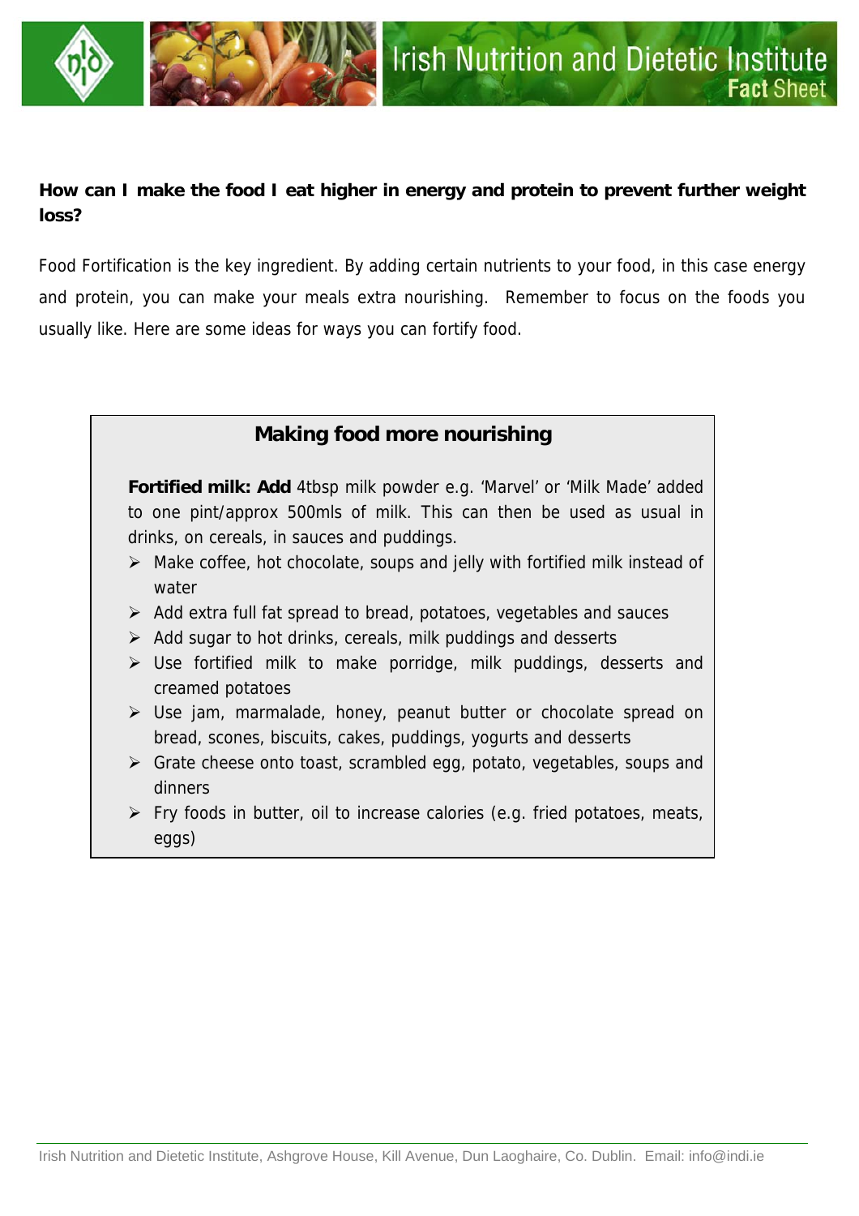**How can I make the food I eat higher in energy and protein to prevent further weight loss?**

Food Fortification is the key ingredient. By adding certain nutrients to your food, in this case energy and protein, you can make your meals extra nourishing. Remember to focus on the foods you usually like. Here are some ideas for ways you can fortify food.

### Making food more nourishing

**Fortified milk: Add** 4tbsp milk powder e.g. 'Marvel' or 'Milk Made' added to one pint/approx 500mls of milk. This can then be used as usual in drinks, on cereals, in sauces and puddings.

- Make coffee, hot chocolate, soups and jelly with fortified milk instead of water
- Add extra full fat spread to bread, potatoes, vegetables and sauces
- Add sugar to hot drinks, cereals, milk puddings and desserts
- Use fortified milk to make porridge, milk puddings, desserts and creamed potatoes
- Use jam, marmalade, honey, peanut butter or chocolate spread on bread, scones, biscuits, cakes, puddings, yogurts and desserts
- Grate cheese onto toast, scrambled egg, potato, vegetables, soups and dinners
- Fry foods in butter, oil to increase calories (e.g. fried potatoes, meats, eggs)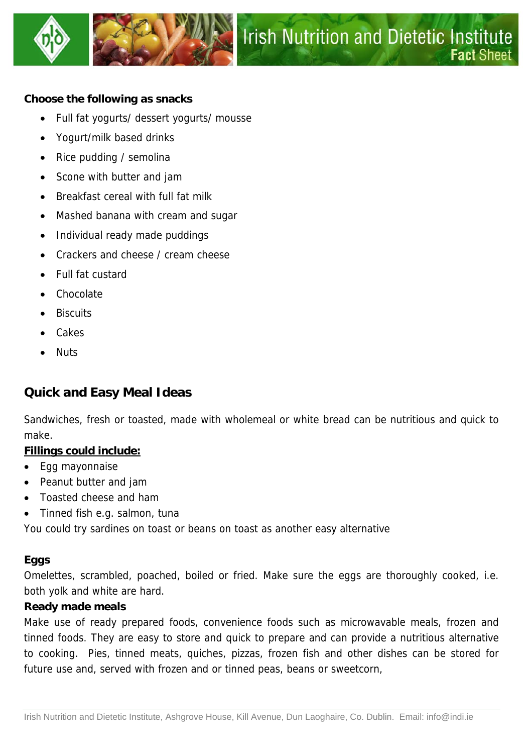**Choose the following as snacks**

- Full fat yogurts/ dessert yogurts/ mousse
- Yogurt/milk based drinks
- Rice pudding / semolina
- Scone with butter and jam
- Breakfast cereal with full fat milk
- Mashed banana with cream and sugar
- Individual ready made puddings
- Crackers and cheese / cream cheese
- Full fat custard
- Chocolate
- Biscuits
- Cakes
- Nuts

## Quick and Easy Meal Ideas

Sandwiches, fresh or toasted, made with wholemeal or white bread can be nutritious and quick to make.

**Fillings could include:**

- Egg mayonnaise
- Peanut butter and jam
- Toasted cheese and ham
- Tinned fish e.g. salmon, tuna

You could try sardines on toast or beans on toast as another easy alternative

**Eggs**

Omelettes, scrambled, poached, boiled or fried. Make sure the eggs are thoroughly cooked, i.e. both yolk and white are hard.

**Ready made meals**

Make use of ready prepared foods, convenience foods such as microwavable meals, frozen and tinned foods. They are easy to store and quick to prepare and can provide a nutritious alternative to cooking. Pies, tinned meats, quiches, pizzas, frozen fish and other dishes can be stored for future use and, served with frozen and or tinned peas, beans or sweetcorn,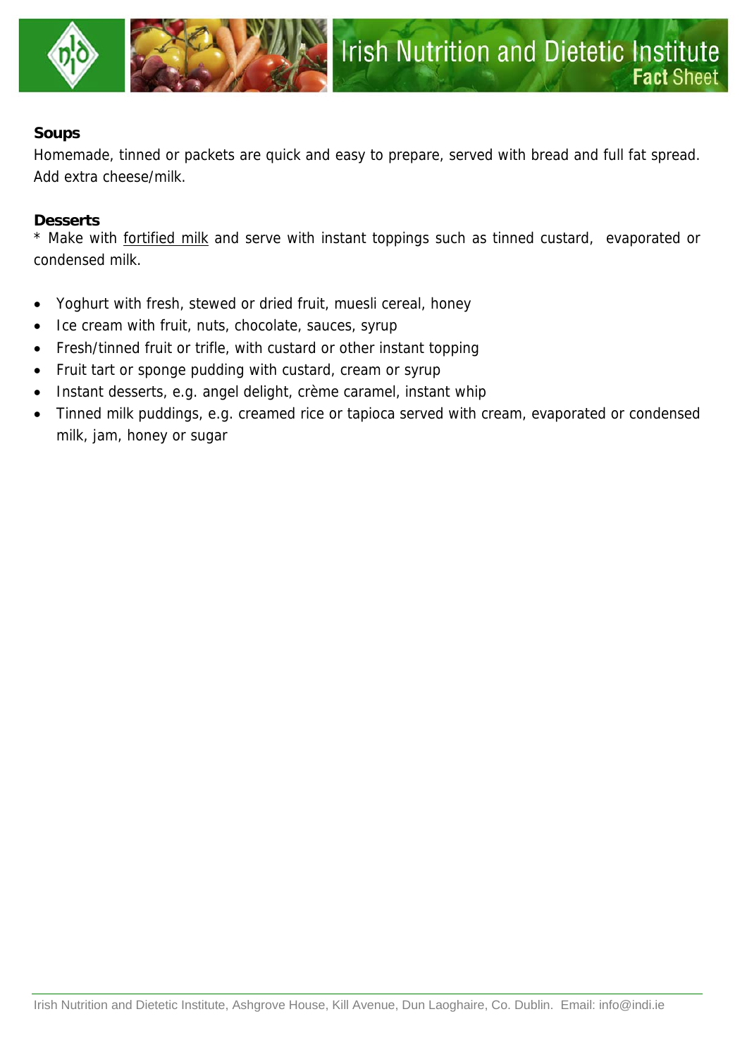**Soups**

Homemade, tinned or packets are quick and easy to prepare, served with bread and full fat spread. Add extra cheese/milk.

**Desserts**

* Make with fortified milk and serve with instant toppings such as tinned custard, evaporated or condensed milk.

- Yoghurt with fresh, stewed or dried fruit, muesli cereal, honey
- Ice cream with fruit, nuts, chocolate, sauces, syrup
- Fresh/tinned fruit or trifle, with custard or other instant topping
- Fruit tart or sponge pudding with custard, cream or syrup
- Instant desserts, e.g. angel delight, crème caramel, instant whip
- Tinned milk puddings, e.g. creamed rice or tapioca served with cream, evaporated or condensed milk, jam, honey or sugar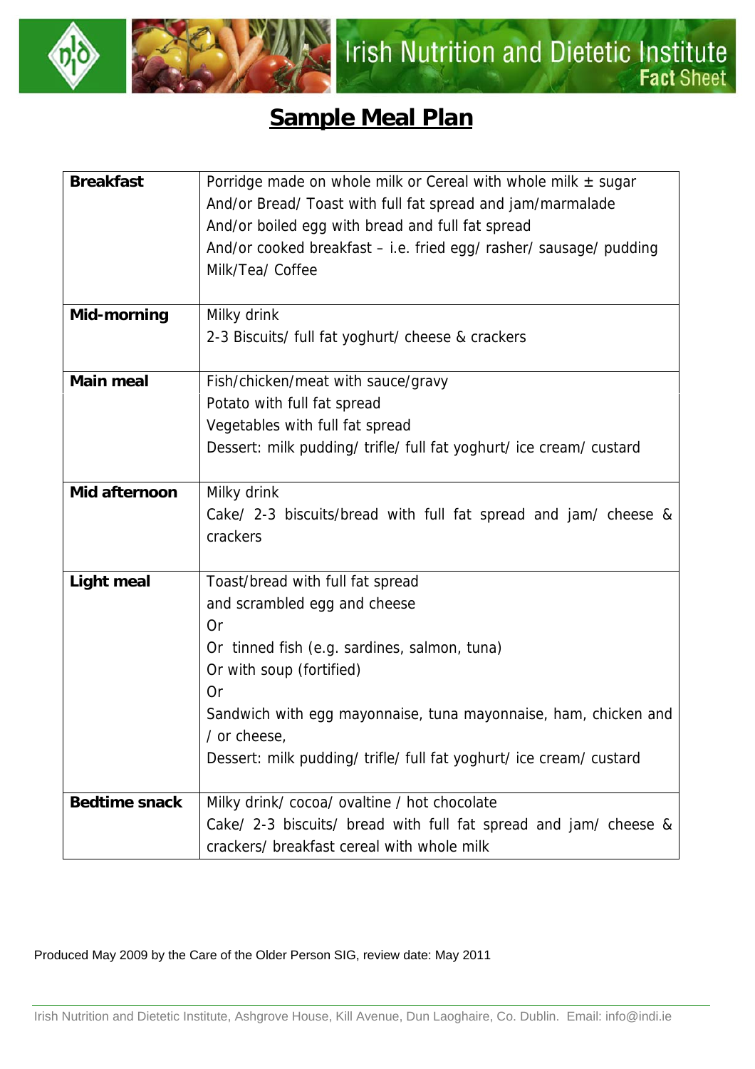# Sample Meal Plan

| | |
|---|---|
| **Breakfast** | Porridge made on whole milk or Cereal with whole milk ± sugar<br>And/or Bread/ Toast with full fat spread and jam/marmalade<br>And/or boiled egg with bread and full fat spread<br>And/or cooked breakfast – i.e. fried egg/ rasher/ sausage/ pudding<br>Milk/Tea/ Coffee |
| **Mid-morning** | Milky drink<br>2-3 Biscuits/ full fat yoghurt/ cheese & crackers |
| **Main meal** | Fish/chicken/meat with sauce/gravy<br>Potato with full fat spread<br>Vegetables with full fat spread<br>Dessert: milk pudding/ trifle/ full fat yoghurt/ ice cream/ custard |
| **Mid afternoon** | Milky drink<br>Cake/ 2-3 biscuits/bread with full fat spread and jam/ cheese & crackers |
| **Light meal** | Toast/bread with full fat spread<br>and scrambled egg and cheese<br>Or<br>Or tinned fish (e.g. sardines, salmon, tuna)<br>Or with soup (fortified)<br>Or<br>Sandwich with egg mayonnaise, tuna mayonnaise, ham, chicken and / or cheese,<br>Dessert: milk pudding/ trifle/ full fat yoghurt/ ice cream/ custard |
| **Bedtime snack** | Milky drink/ cocoa/ ovaltine / hot chocolate<br>Cake/ 2-3 biscuits/ bread with full fat spread and jam/ cheese & crackers/ breakfast cereal with whole milk |

Produced May 2009 by the Care of the Older Person SIG, review date: May 2011